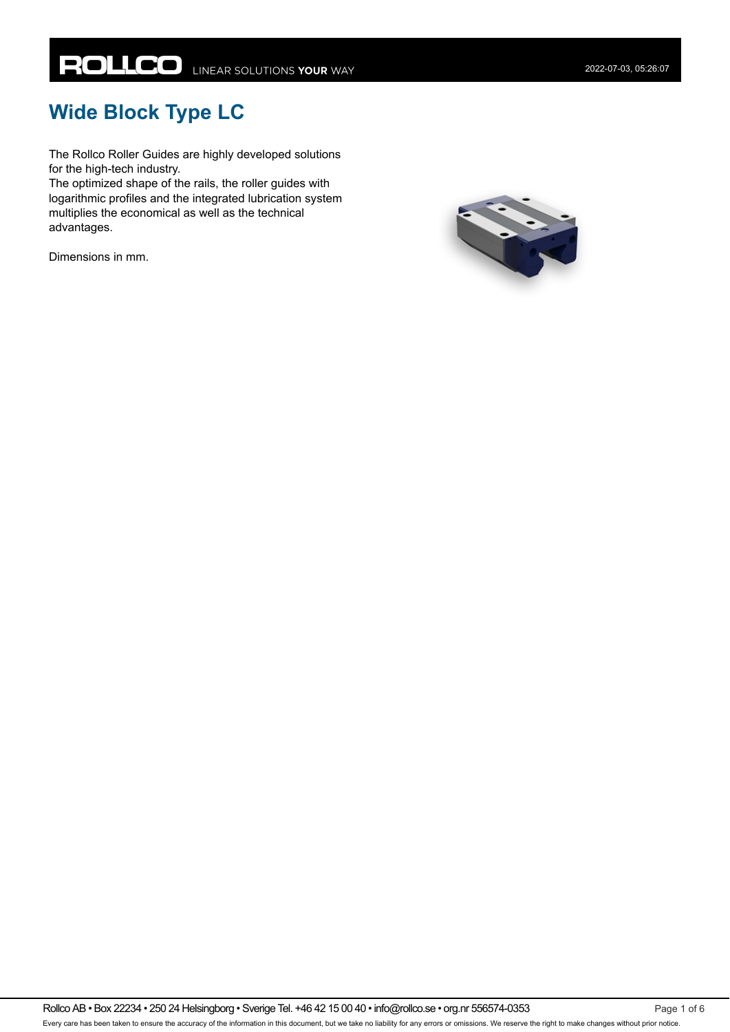# Wide Block Type LC

The Rollco Roller Guides are highly developed solutions for the high-tech industry.
The optimized shape of the rails, the roller guides with logarithmic profiles and the integrated lubrication system multiplies the economical as well as the technical advantages.

Dimensions in mm.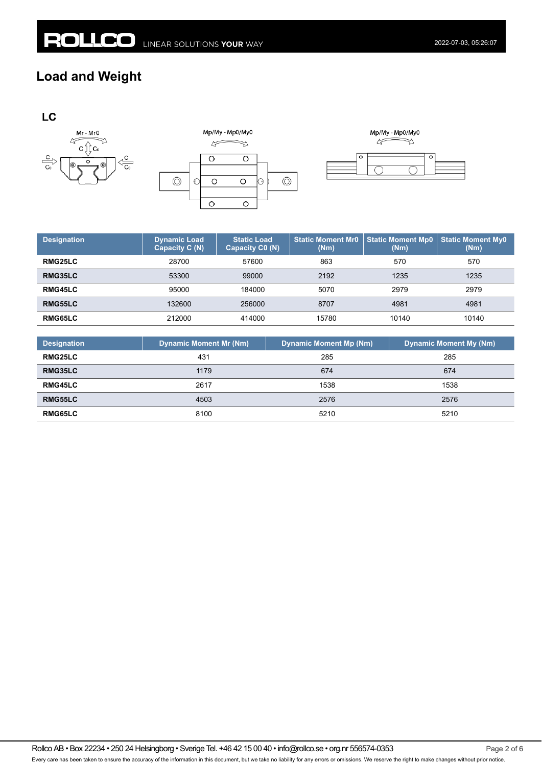# Load and Weight

## LC

| Designation | Dynamic Load Capacity C (N) | Static Load Capacity C0 (N) | Static Moment Mr0 (Nm) | Static Moment Mp0 (Nm) | Static Moment My0 (Nm) |
| --- | --- | --- | --- | --- | --- |
| **RMG25LC** | 28700 | 57600 | 863 | 570 | 570 |
| **RMG35LC** | 53300 | 99000 | 2192 | 1235 | 1235 |
| **RMG45LC** | 95000 | 184000 | 5070 | 2979 | 2979 |
| **RMG55LC** | 132600 | 256000 | 8707 | 4981 | 4981 |
| **RMG65LC** | 212000 | 414000 | 15780 | 10140 | 10140 |

| Designation | Dynamic Moment Mr (Nm) | Dynamic Moment Mp (Nm) | Dynamic Moment My (Nm) |
| --- | --- | --- | --- |
| **RMG25LC** | 431 | 285 | 285 |
| **RMG35LC** | 1179 | 674 | 674 |
| **RMG45LC** | 2617 | 1538 | 1538 |
| **RMG55LC** | 4503 | 2576 | 2576 |
| **RMG65LC** | 8100 | 5210 | 5210 |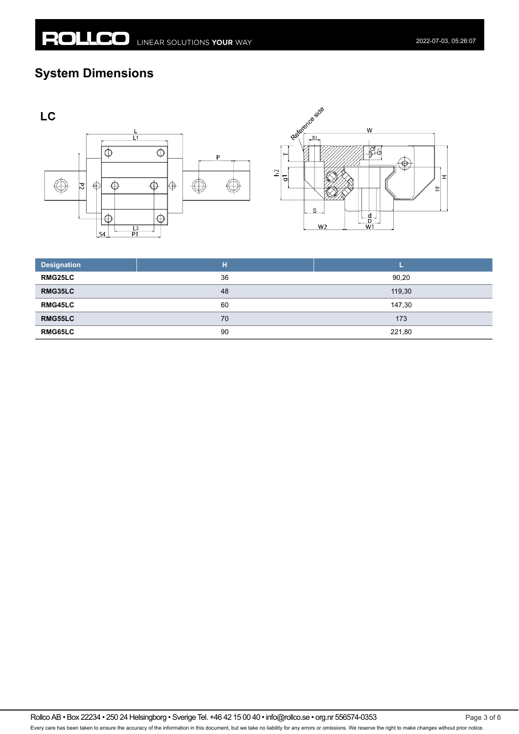## System Dimensions

### LC

| Designation | H | L |
| --- | --- | --- |
| RMG25LC | 36 | 90,20 |
| RMG35LC | 48 | 119,30 |
| RMG45LC | 60 | 147,30 |
| RMG55LC | 70 | 173 |
| RMG65LC | 90 | 221,80 |

Rollco AB • Box 22234 • 250 24 Helsingborg • Sverige Tel. +46 42 15 00 40 • info@rollco.se • org.nr 556574-0353

Every care has been taken to ensure the accuracy of the information in this document, but we take no liability for any errors or omissions. We reserve the right to make changes without prior notice.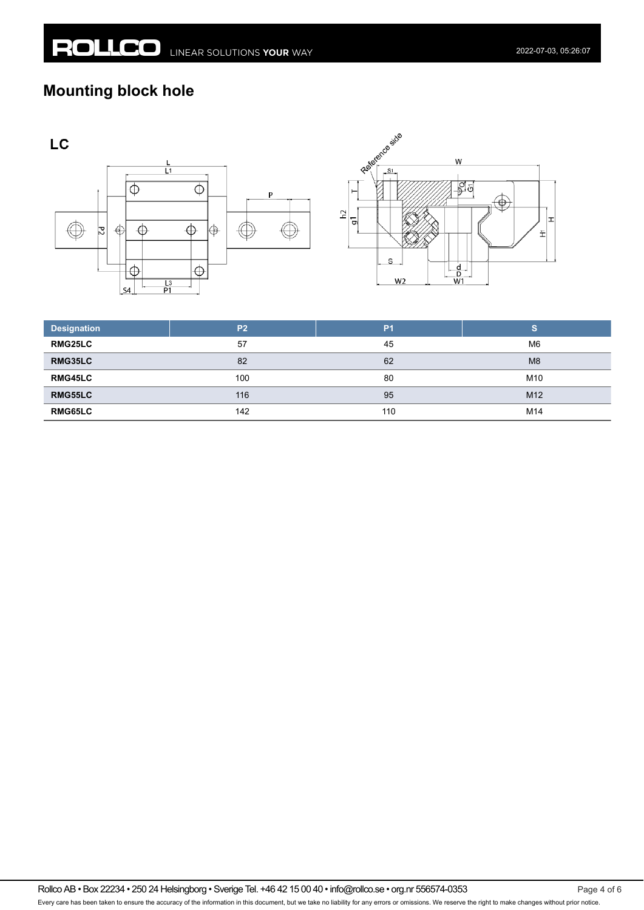# Mounting block hole

## LC

| Designation | P2 | P1 | S |
|---|---|---|---|
| **RMG25LC** | 57 | 45 | M6 |
| **RMG35LC** | 82 | 62 | M8 |
| **RMG45LC** | 100 | 80 | M10 |
| **RMG55LC** | 116 | 95 | M12 |
| **RMG65LC** | 142 | 110 | M14 |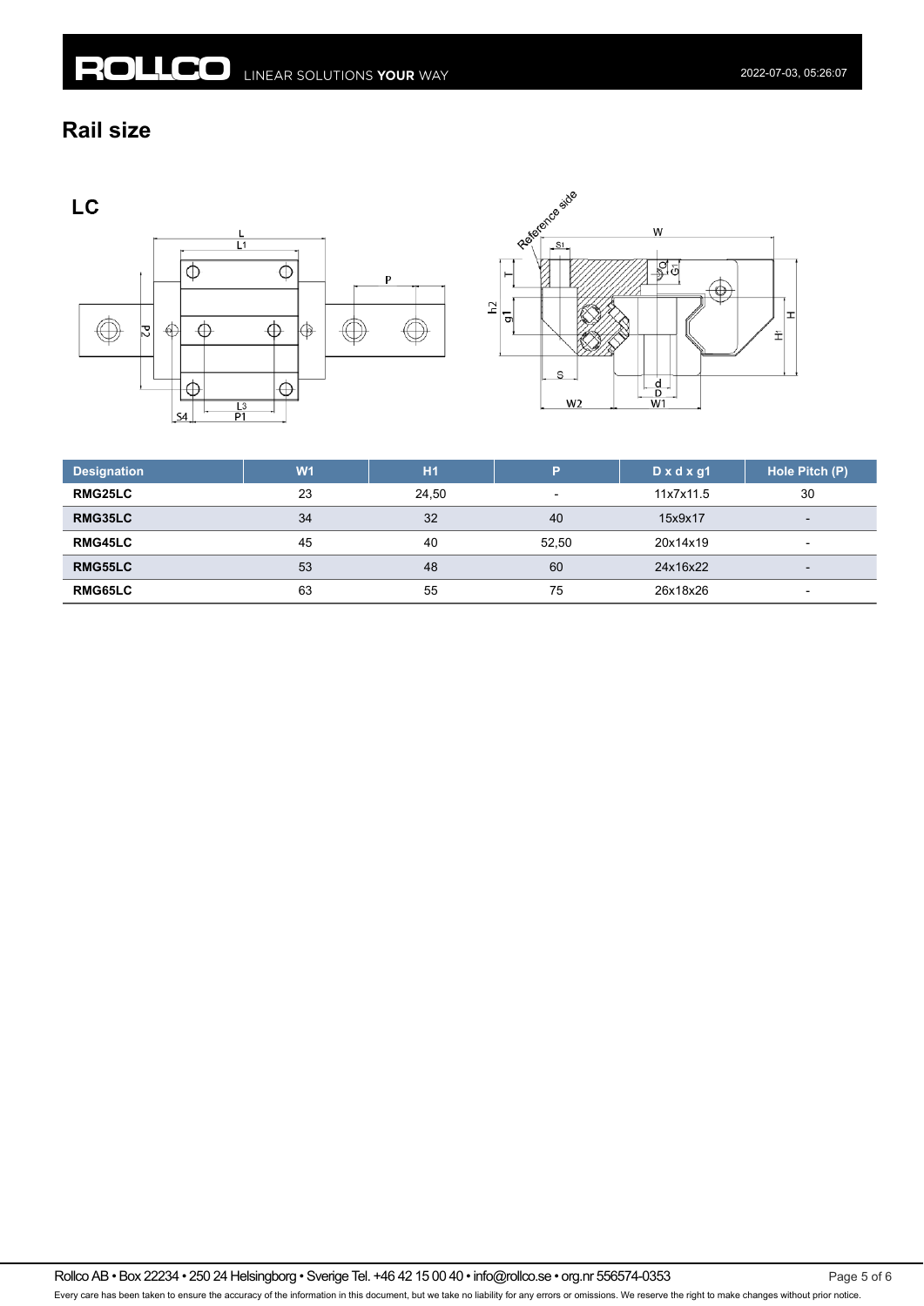## Rail size

### LC

| Designation | W1 | H1 | P | D x d x g1 | Hole Pitch (P) |
|---|---|---|---|---|---|
| RMG25LC | 23 | 24,50 | - | 11x7x11.5 | 30 |
| RMG35LC | 34 | 32 | 40 | 15x9x17 | - |
| RMG45LC | 45 | 40 | 52,50 | 20x14x19 | - |
| RMG55LC | 53 | 48 | 60 | 24x16x22 | - |
| RMG65LC | 63 | 55 | 75 | 26x18x26 | - |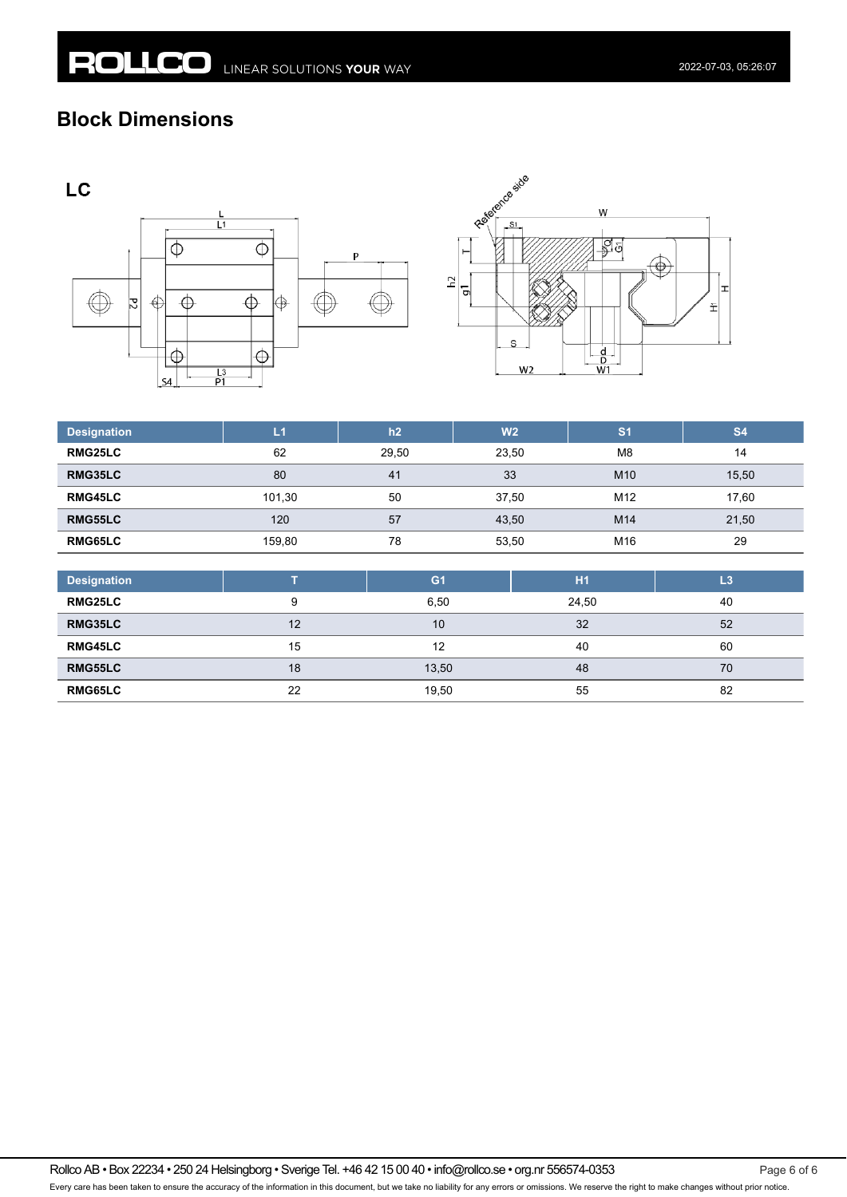## Block Dimensions

### LC

| Designation | L1 | h2 | W2 | S1 | S4 |
|---|---|---|---|---|---|
| RMG25LC | 62 | 29,50 | 23,50 | M8 | 14 |
| RMG35LC | 80 | 41 | 33 | M10 | 15,50 |
| RMG45LC | 101,30 | 50 | 37,50 | M12 | 17,60 |
| RMG55LC | 120 | 57 | 43,50 | M14 | 21,50 |
| RMG65LC | 159,80 | 78 | 53,50 | M16 | 29 |

| Designation | T | G1 | H1 | L3 |
|---|---|---|---|---|
| RMG25LC | 9 | 6,50 | 24,50 | 40 |
| RMG35LC | 12 | 10 | 32 | 52 |
| RMG45LC | 15 | 12 | 40 | 60 |
| RMG55LC | 18 | 13,50 | 48 | 70 |
| RMG65LC | 22 | 19,50 | 55 | 82 |

Rollco AB • Box 22234 • 250 24 Helsingborg • Sverige Tel. +46 42 15 00 40 • info@rollco.se • org.nr 556574-0353

Every care has been taken to ensure the accuracy of the information in this document, but we take no liability for any errors or omissions. We reserve the right to make changes without prior notice.